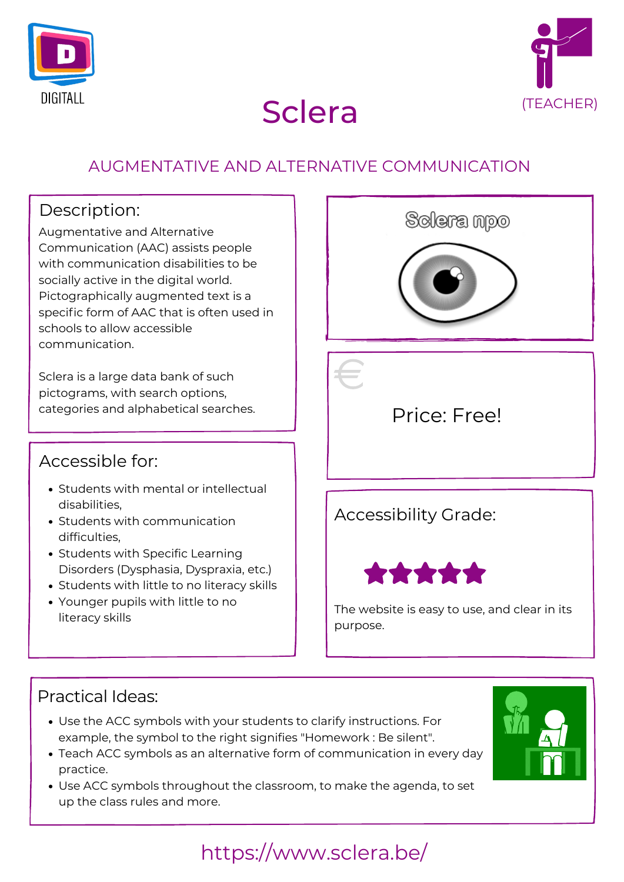DIGITALL

(TEACHER)

# Sclera

## AUGMENTATIVE AND ALTERNATIVE COMMUNICATION

### Description:

Augmentative and Alternative Communication (AAC) assists people with communication disabilities to be socially active in the digital world. Pictographically augmented text is a specific form of AAC that is often used in schools to allow accessible communication.

Sclera is a large data bank of such pictograms, with search options, categories and alphabetical searches.

Sclera npo

€

Price: Free!

### Accessible for:

- Students with mental or intellectual disabilities,
- Students with communication difficulties,
- Students with Specific Learning Disorders (Dysphasia, Dyspraxia, etc.)
- Students with little to no literacy skills
- Younger pupils with little to no literacy skills

### Accessibility Grade:

★★★★★

The website is easy to use, and clear in its purpose.

### Practical Ideas:

- Use the ACC symbols with your students to clarify instructions. For example, the symbol to the right signifies "Homework : Be silent".
- Teach ACC symbols as an alternative form of communication in every day practice.
- Use ACC symbols throughout the classroom, to make the agenda, to set up the class rules and more.

https://www.sclera.be/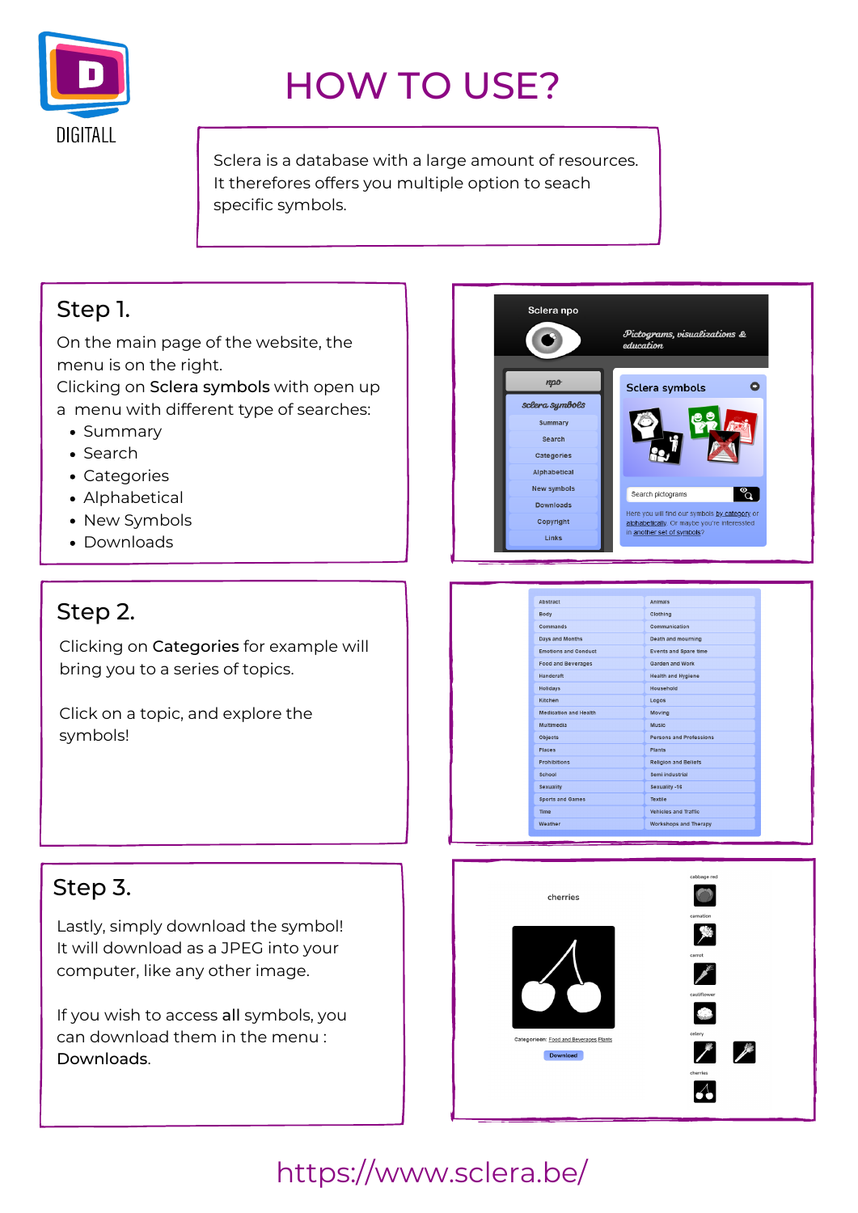DIGITALL

# HOW TO USE?

Sclera is a database with a large amount of resources. It therefores offers you multiple option to seach specific symbols.

## Step 1.

On the main page of the website, the menu is on the right.
Clicking on **Sclera symbols** with open up a menu with different type of searches:

- Summary
- Search
- Categories
- Alphabetical
- New Symbols
- Downloads

## Step 2.

Clicking on **Categories** for example will bring you to a series of topics.

Click on a topic, and explore the symbols!

## Step 3.

Lastly, simply download the symbol! It will download as a JPEG into your computer, like any other image.

If you wish to access **all** symbols, you can download them in the menu : **Downloads**.

https://www.sclera.be/